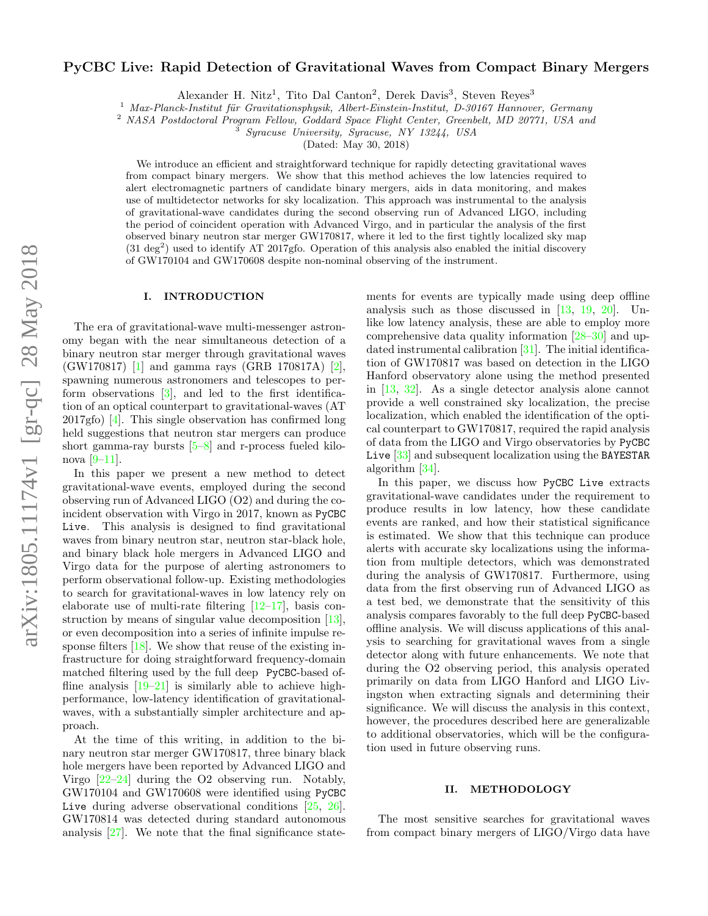# PyCBC Live: Rapid Detection of Gravitational Waves from Compact Binary Mergers

Alexander H. Nitz[1], Tito Dal Canton[2], Derek Davis[3], Steven Reyes[3]

[1] *Max-Planck-Institut für Gravitationsphysik, Albert-Einstein-Institut, D-30167 Hannover, Germany*
[2] *NASA Postdoctoral Program Fellow, Goddard Space Flight Center, Greenbelt, MD 20771, USA and*
[3] *Syracuse University, Syracuse, NY 13244, USA*

(Dated: May 30, 2018)

We introduce an efficient and straightforward technique for rapidly detecting gravitational waves from compact binary mergers. We show that this method achieves the low latencies required to alert electromagnetic partners of candidate binary mergers, aids in data monitoring, and makes use of multidetector networks for sky localization. This approach was instrumental to the analysis of gravitational-wave candidates during the second observing run of Advanced LIGO, including the period of coincident operation with Advanced Virgo, and in particular the analysis of the first observed binary neutron star merger GW170817, where it led to the first tightly localized sky map (31 deg$^2$) used to identify AT 2017gfo. Operation of this analysis also enabled the initial discovery of GW170104 and GW170608 despite non-nominal observing of the instrument.

## I. INTRODUCTION

The era of gravitational-wave multi-messenger astronomy began with the near simultaneous detection of a binary neutron star merger through gravitational waves (GW170817) [1] and gamma rays (GRB 170817A) [2], spawning numerous astronomers and telescopes to perform observations [3], and led to the first identification of an optical counterpart to gravitational-waves (AT 2017gfo) [4]. This single observation has confirmed long held suggestions that neutron star mergers can produce short gamma-ray bursts [5–8] and r-process fueled kilonova [9–11].

In this paper we present a new method to detect gravitational-wave events, employed during the second observing run of Advanced LIGO (O2) and during the coincident observation with Virgo in 2017, known as `PyCBC Live`. This analysis is designed to find gravitational waves from binary neutron star, neutron star-black hole, and binary black hole mergers in Advanced LIGO and Virgo data for the purpose of alerting astronomers to perform observational follow-up. Existing methodologies to search for gravitational-waves in low latency rely on elaborate use of multi-rate filtering [12–17], basis construction by means of singular value decomposition [13], or even decomposition into a series of infinite impulse response filters [18]. We show that reuse of the existing infrastructure for doing straightforward frequency-domain matched filtering used by the full deep `PyCBC`-based offline analysis [19–21] is similarly able to achieve high-performance, low-latency identification of gravitational-waves, with a substantially simpler architecture and approach.

At the time of this writing, in addition to the binary neutron star merger GW170817, three binary black hole mergers have been reported by Advanced LIGO and Virgo [22–24] during the O2 observing run. Notably, GW170104 and GW170608 were identified using `PyCBC Live` during adverse observational conditions [25, 26]. GW170814 was detected during standard autonomous analysis [27]. We note that the final significance statements for events are typically made using deep offline analysis such as those discussed in [13, 19, 20]. Unlike low latency analysis, these are able to employ more comprehensive data quality information [28–30] and updated instrumental calibration [31]. The initial identification of GW170817 was based on detection in the LIGO Hanford observatory alone using the method presented in [13, 32]. As a single detector analysis alone cannot provide a well constrained sky localization, the precise localization, which enabled the identification of the optical counterpart to GW170817, required the rapid analysis of data from the LIGO and Virgo observatories by `PyCBC Live` [33] and subsequent localization using the `BAYESTAR` algorithm [34].

In this paper, we discuss how `PyCBC Live` extracts gravitational-wave candidates under the requirement to produce results in low latency, how these candidate events are ranked, and how their statistical significance is estimated. We show that this technique can produce alerts with accurate sky localizations using the information from multiple detectors, which was demonstrated during the analysis of GW170817. Furthermore, using data from the first observing run of Advanced LIGO as a test bed, we demonstrate that the sensitivity of this analysis compares favorably to the full deep `PyCBC`-based offline analysis. We will discuss applications of this analysis to searching for gravitational waves from a single detector along with future enhancements. We note that during the O2 observing period, this analysis operated primarily on data from LIGO Hanford and LIGO Livingston when extracting signals and determining their significance. We will discuss the analysis in this context, however, the procedures described here are generalizable to additional observatories, which will be the configuration used in future observing runs.

## II. METHODOLOGY

The most sensitive searches for gravitational waves from compact binary mergers of LIGO/Virgo data have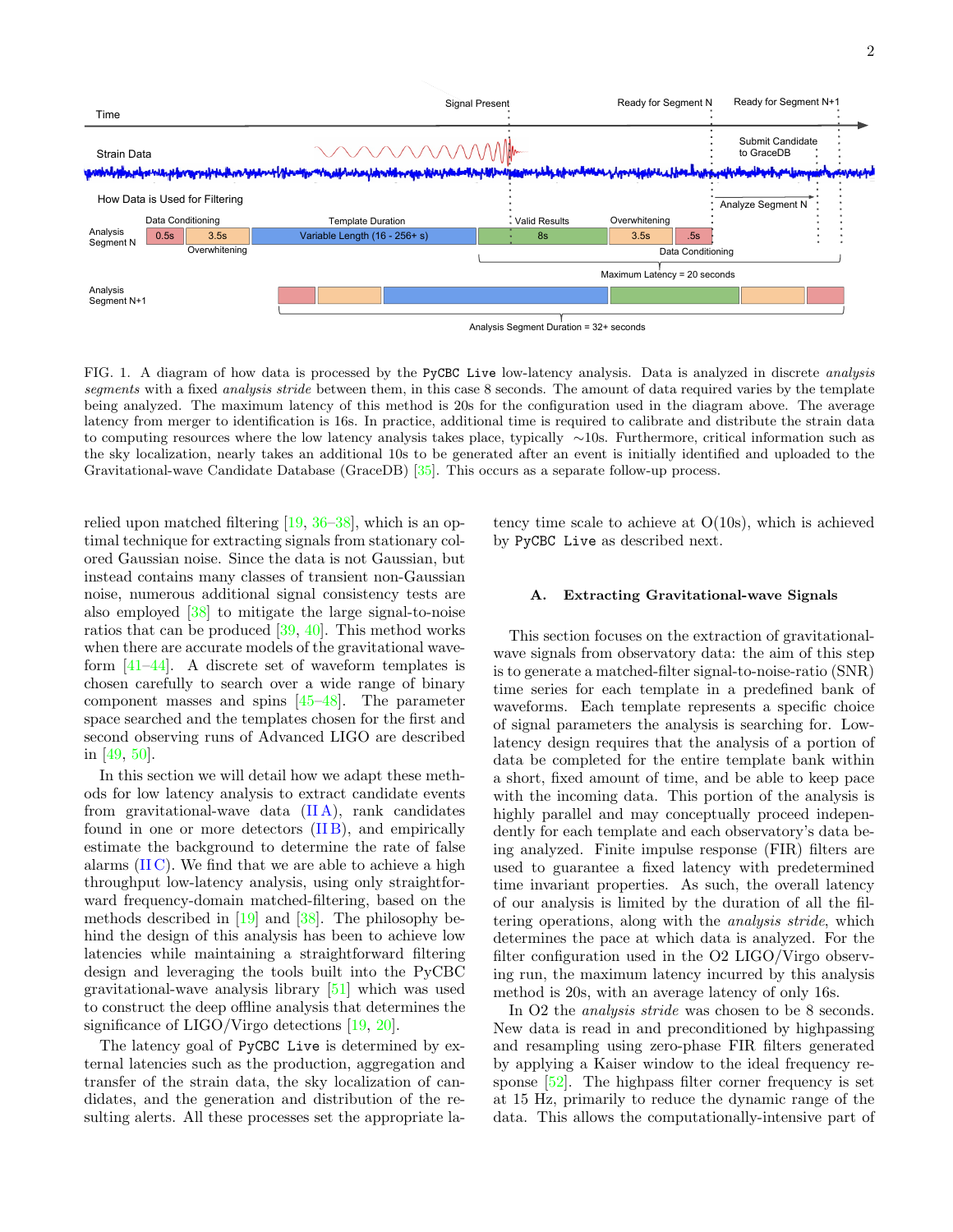FIG. 1. A diagram of how data is processed by the `PyCBC Live` low-latency analysis. Data is analyzed in discrete *analysis segments* with a fixed *analysis stride* between them, in this case 8 seconds. The amount of data required varies by the template being analyzed. The maximum latency of this method is 20s for the configuration used in the diagram above. The average latency from merger to identification is 16s. In practice, additional time is required to calibrate and distribute the strain data to computing resources where the low latency analysis takes place, typically ∼10s. Furthermore, critical information such as the sky localization, nearly takes an additional 10s to be generated after an event is initially identified and uploaded to the Gravitational-wave Candidate Database (GraceDB) [35]. This occurs as a separate follow-up process.

relied upon matched filtering [19, 36–38], which is an optimal technique for extracting signals from stationary colored Gaussian noise. Since the data is not Gaussian, but instead contains many classes of transient non-Gaussian noise, numerous additional signal consistency tests are also employed [38] to mitigate the large signal-to-noise ratios that can be produced [39, 40]. This method works when there are accurate models of the gravitational waveform [41–44]. A discrete set of waveform templates is chosen carefully to search over a wide range of binary component masses and spins [45–48]. The parameter space searched and the templates chosen for the first and second observing runs of Advanced LIGO are described in [49, 50].

In this section we will detail how we adapt these methods for low latency analysis to extract candidate events from gravitational-wave data (II A), rank candidates found in one or more detectors (II B), and empirically estimate the background to determine the rate of false alarms (II C). We find that we are able to achieve a high throughput low-latency analysis, using only straightforward frequency-domain matched-filtering, based on the methods described in [19] and [38]. The philosophy behind the design of this analysis has been to achieve low latencies while maintaining a straightforward filtering design and leveraging the tools built into the PyCBC gravitational-wave analysis library [51] which was used to construct the deep offline analysis that determines the significance of LIGO/Virgo detections [19, 20].

The latency goal of `PyCBC Live` is determined by external latencies such as the production, aggregation and transfer of the strain data, the sky localization of candidates, and the generation and distribution of the resulting alerts. All these processes set the appropriate latency time scale to achieve at O(10s), which is achieved by `PyCBC Live` as described next.

### A. Extracting Gravitational-wave Signals

This section focuses on the extraction of gravitational-wave signals from observatory data: the aim of this step is to generate a matched-filter signal-to-noise-ratio (SNR) time series for each template in a predefined bank of waveforms. Each template represents a specific choice of signal parameters the analysis is searching for. Low-latency design requires that the analysis of a portion of data be completed for the entire template bank within a short, fixed amount of time, and be able to keep pace with the incoming data. This portion of the analysis is highly parallel and may conceptually proceed independently for each template and each observatory's data being analyzed. Finite impulse response (FIR) filters are used to guarantee a fixed latency with predetermined time invariant properties. As such, the overall latency of our analysis is limited by the duration of all the filtering operations, along with the *analysis stride*, which determines the pace at which data is analyzed. For the filter configuration used in the O2 LIGO/Virgo observing run, the maximum latency incurred by this analysis method is 20s, with an average latency of only 16s.

In O2 the *analysis stride* was chosen to be 8 seconds. New data is read in and preconditioned by highpassing and resampling using zero-phase FIR filters generated by applying a Kaiser window to the ideal frequency response [52]. The highpass filter corner frequency is set at 15 Hz, primarily to reduce the dynamic range of the data. This allows the computationally-intensive part of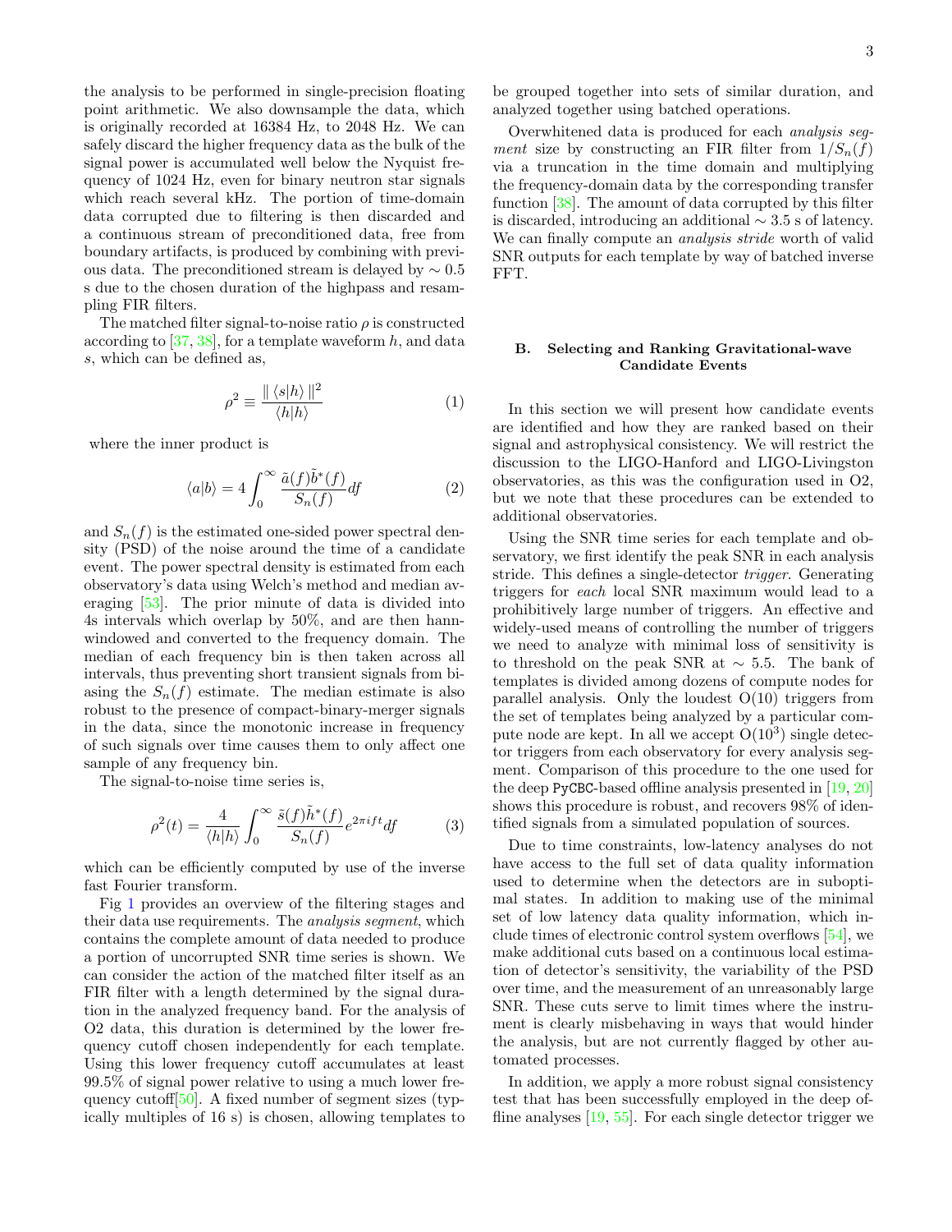the analysis to be performed in single-precision floating point arithmetic. We also downsample the data, which is originally recorded at 16384 Hz, to 2048 Hz. We can safely discard the higher frequency data as the bulk of the signal power is accumulated well below the Nyquist frequency of 1024 Hz, even for binary neutron star signals which reach several kHz. The portion of time-domain data corrupted due to filtering is then discarded and a continuous stream of preconditioned data, free from boundary artifacts, is produced by combining with previous data. The preconditioned stream is delayed by $\sim 0.5$ s due to the chosen duration of the highpass and resampling FIR filters.

The matched filter signal-to-noise ratio $\rho$ is constructed according to [37, 38], for a template waveform $h$, and data $s$, which can be defined as,

$$\rho^2 \equiv \frac{\| \langle s|h \rangle \|^2}{\langle h|h \rangle} \tag{1}$$

where the inner product is

$$\langle a|b \rangle = 4 \int_0^\infty \frac{\tilde{a}(f)\tilde{b}^*(f)}{S_n(f)} df \tag{2}$$

and $S_n(f)$ is the estimated one-sided power spectral density (PSD) of the noise around the time of a candidate event. The power spectral density is estimated from each observatory's data using Welch's method and median averaging [53]. The prior minute of data is divided into 4s intervals which overlap by 50%, and are then hann-windowed and converted to the frequency domain. The median of each frequency bin is then taken across all intervals, thus preventing short transient signals from biasing the $S_n(f)$ estimate. The median estimate is also robust to the presence of compact-binary-merger signals in the data, since the monotonic increase in frequency of such signals over time causes them to only affect one sample of any frequency bin.

The signal-to-noise time series is,

$$\rho^2(t) = \frac{4}{\langle h|h \rangle} \int_0^\infty \frac{\tilde{s}(f)\tilde{h}^*(f)}{S_n(f)} e^{2\pi i f t} df \tag{3}$$

which can be efficiently computed by use of the inverse fast Fourier transform.

Fig 1 provides an overview of the filtering stages and their data use requirements. The *analysis segment*, which contains the complete amount of data needed to produce a portion of uncorrupted SNR time series is shown. We can consider the action of the matched filter itself as an FIR filter with a length determined by the signal duration in the analyzed frequency band. For the analysis of O2 data, this duration is determined by the lower frequency cutoff chosen independently for each template. Using this lower frequency cutoff accumulates at least 99.5% of signal power relative to using a much lower frequency cutoff[50]. A fixed number of segment sizes (typically multiples of 16 s) is chosen, allowing templates to be grouped together into sets of similar duration, and analyzed together using batched operations.

Overwhitened data is produced for each *analysis segment* size by constructing an FIR filter from $1/S_n(f)$ via a truncation in the time domain and multiplying the frequency-domain data by the corresponding transfer function [38]. The amount of data corrupted by this filter is discarded, introducing an additional $\sim 3.5$ s of latency. We can finally compute an *analysis stride* worth of valid SNR outputs for each template by way of batched inverse FFT.

### B. Selecting and Ranking Gravitational-wave Candidate Events

In this section we will present how candidate events are identified and how they are ranked based on their signal and astrophysical consistency. We will restrict the discussion to the LIGO-Hanford and LIGO-Livingston observatories, as this was the configuration used in O2, but we note that these procedures can be extended to additional observatories.

Using the SNR time series for each template and observatory, we first identify the peak SNR in each analysis stride. This defines a single-detector *trigger*. Generating triggers for *each* local SNR maximum would lead to a prohibitively large number of triggers. An effective and widely-used means of controlling the number of triggers we need to analyze with minimal loss of sensitivity is to threshold on the peak SNR at $\sim 5.5$. The bank of templates is divided among dozens of compute nodes for parallel analysis. Only the loudest O(10) triggers from the set of templates being analyzed by a particular compute node are kept. In all we accept O($10^3$) single detector triggers from each observatory for every analysis segment. Comparison of this procedure to the one used for the deep PyCBC-based offline analysis presented in [19, 20] shows this procedure is robust, and recovers 98% of identified signals from a simulated population of sources.

Due to time constraints, low-latency analyses do not have access to the full set of data quality information used to determine when the detectors are in suboptimal states. In addition to making use of the minimal set of low latency data quality information, which include times of electronic control system overflows [54], we make additional cuts based on a continuous local estimation of detector's sensitivity, the variability of the PSD over time, and the measurement of an unreasonably large SNR. These cuts serve to limit times where the instrument is clearly misbehaving in ways that would hinder the analysis, but are not currently flagged by other automated processes.

In addition, we apply a more robust signal consistency test that has been successfully employed in the deep offline analyses [19, 55]. For each single detector trigger we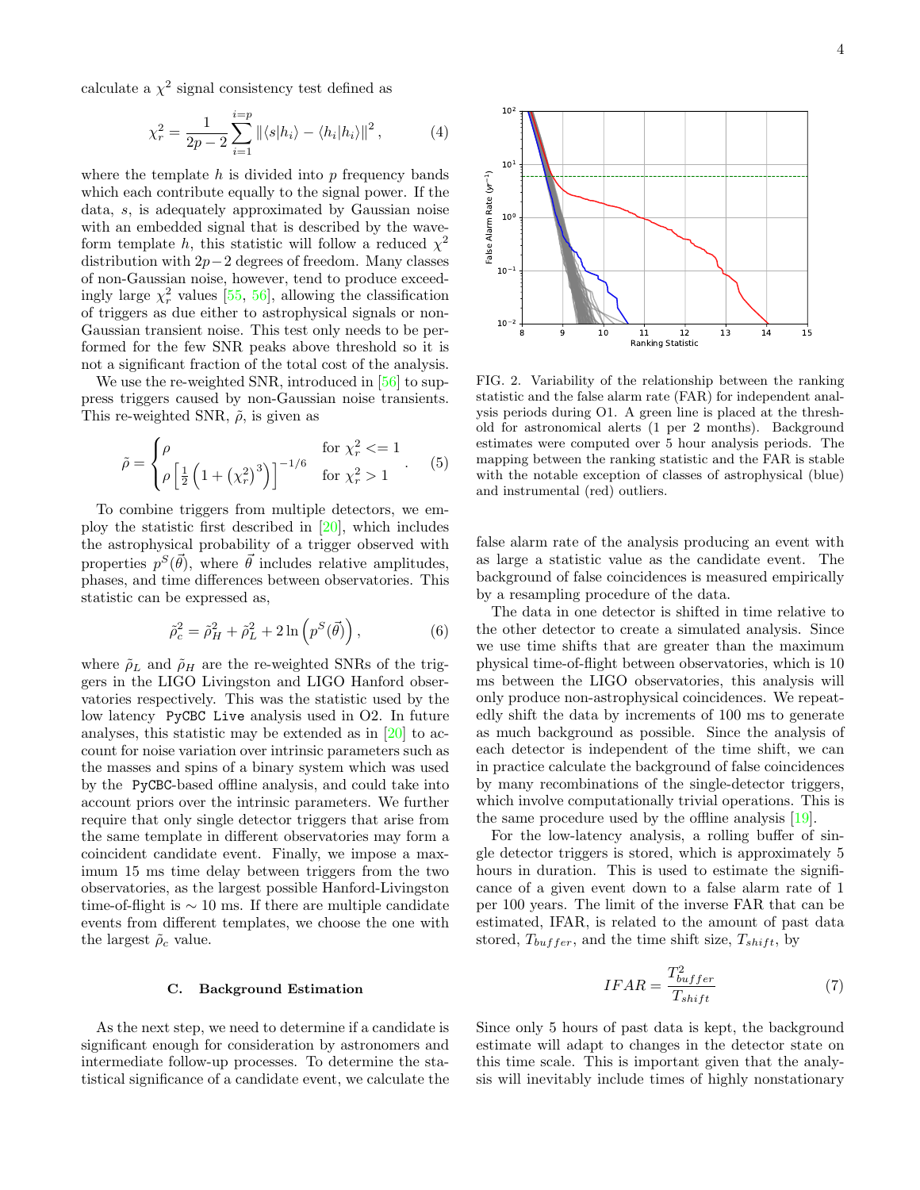calculate a $\chi^2$ signal consistency test defined as

$$\chi_r^2 = \frac{1}{2p-2} \sum_{i=1}^{i=p} \| \langle s|h_i \rangle - \langle h_i|h_i \rangle \|^2 , \quad (4)$$

where the template $h$ is divided into $p$ frequency bands which each contribute equally to the signal power. If the data, $s$, is adequately approximated by Gaussian noise with an embedded signal that is described by the waveform template $h$, this statistic will follow a reduced $\chi^2$ distribution with $2p-2$ degrees of freedom. Many classes of non-Gaussian noise, however, tend to produce exceedingly large $\chi_r^2$ values [55, 56], allowing the classification of triggers as due either to astrophysical signals or non-Gaussian transient noise. This test only needs to be performed for the few SNR peaks above threshold so it is not a significant fraction of the total cost of the analysis.

We use the re-weighted SNR, introduced in [56] to suppress triggers caused by non-Gaussian noise transients. This re-weighted SNR, $\tilde{\rho}$, is given as

$$\tilde{\rho} = \begin{cases} \rho & \text{for } \chi_r^2 <= 1 \\ \rho \left[ \frac{1}{2} \left( 1 + \left( \chi_r^2 \right)^3 \right) \right]^{-1/6} & \text{for } \chi_r^2 > 1 \end{cases} . \quad (5)$$

To combine triggers from multiple detectors, we employ the statistic first described in [20], which includes the astrophysical probability of a trigger observed with properties $p^S(\vec{\theta})$, where $\vec{\theta}$ includes relative amplitudes, phases, and time differences between observatories. This statistic can be expressed as,

$$\tilde{\rho}_c^2 = \tilde{\rho}_H^2 + \tilde{\rho}_L^2 + 2 \ln \left( p^S(\vec{\theta}) \right) , \quad (6)$$

where $\tilde{\rho}_L$ and $\tilde{\rho}_H$ are the re-weighted SNRs of the triggers in the LIGO Livingston and LIGO Hanford observatories respectively. This was the statistic used by the low latency `PyCBC Live` analysis used in O2. In future analyses, this statistic may be extended as in [20] to account for noise variation over intrinsic parameters such as the masses and spins of a binary system which was used by the `PyCBC`-based offline analysis, and could take into account priors over the intrinsic parameters. We further require that only single detector triggers that arise from the same template in different observatories may form a coincident candidate event. Finally, we impose a maximum 15 ms time delay between triggers from the two observatories, as the largest possible Hanford-Livingston time-of-flight is $\sim 10$ ms. If there are multiple candidate events from different templates, we choose the one with the largest $\tilde{\rho}_c$ value.

### C. Background Estimation

As the next step, we need to determine if a candidate is significant enough for consideration by astronomers and intermediate follow-up processes. To determine the statistical significance of a candidate event, we calculate the false alarm rate of the analysis producing an event with as large a statistic value as the candidate event. The background of false coincidences is measured empirically by a resampling procedure of the data.

The data in one detector is shifted in time relative to the other detector to create a simulated analysis. Since we use time shifts that are greater than the maximum physical time-of-flight between observatories, which is 10 ms between the LIGO observatories, this analysis will only produce non-astrophysical coincidences. We repeatedly shift the data by increments of 100 ms to generate as much background as possible. Since the analysis of each detector is independent of the time shift, we can in practice calculate the background of false coincidences by many recombinations of the single-detector triggers, which involve computationally trivial operations. This is the same procedure used by the offline analysis [19].

For the low-latency analysis, a rolling buffer of single detector triggers is stored, which is approximately 5 hours in duration. This is used to estimate the significance of a given event down to a false alarm rate of 1 per 100 years. The limit of the inverse FAR that can be estimated, IFAR, is related to the amount of past data stored, $T_{buffer}$, and the time shift size, $T_{shift}$, by

$$IFAR = \frac{T_{buffer}^2}{T_{shift}} \quad (7)$$

Since only 5 hours of past data is kept, the background estimate will adapt to changes in the detector state on this time scale. This is important given that the analysis will inevitably include times of highly nonstationary

FIG. 2. Variability of the relationship between the ranking statistic and the false alarm rate (FAR) for independent analysis periods during O1. A green line is placed at the threshold for astronomical alerts (1 per 2 months). Background estimates were computed over 5 hour analysis periods. The mapping between the ranking statistic and the FAR is stable with the notable exception of classes of astrophysical (blue) and instrumental (red) outliers.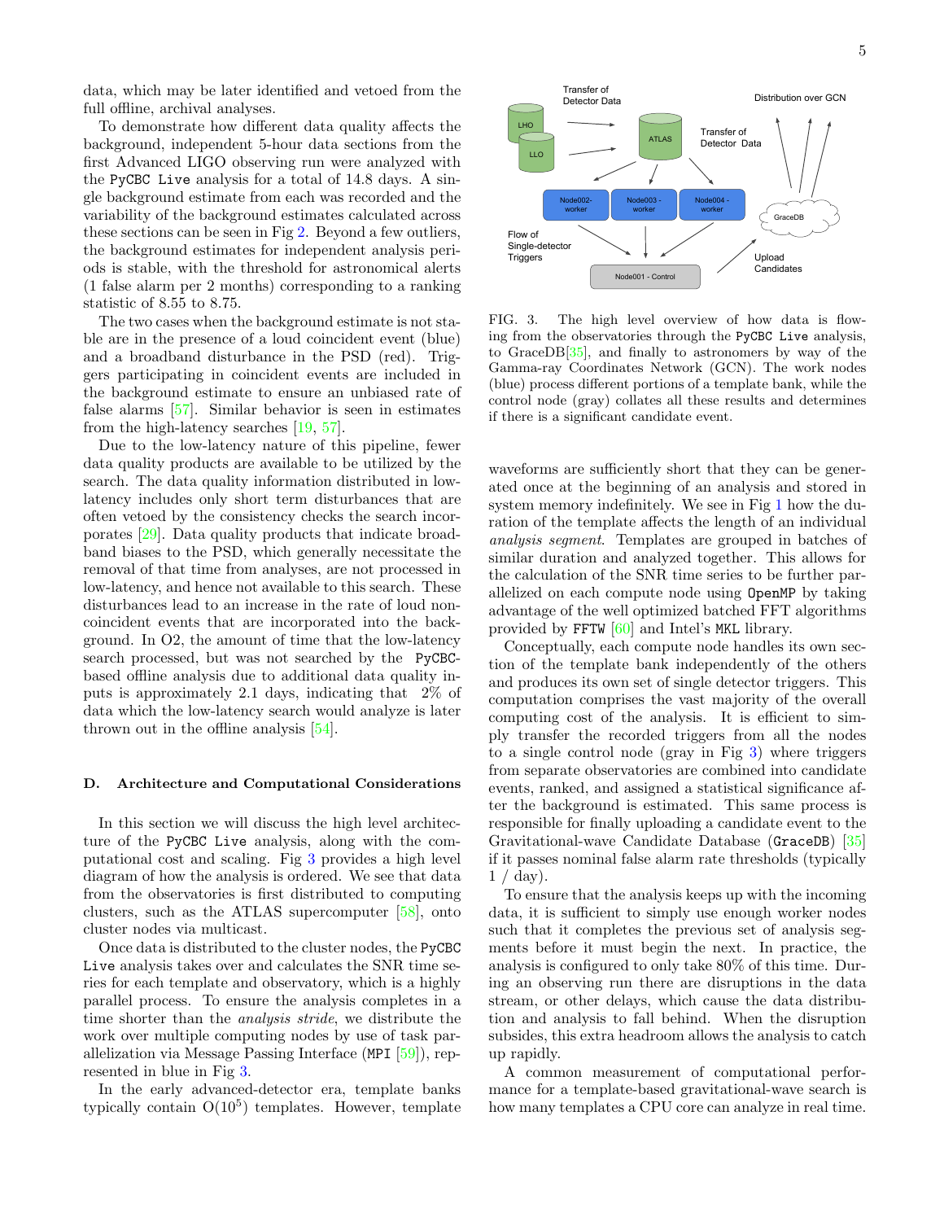data, which may be later identified and vetoed from the full offline, archival analyses.

To demonstrate how different data quality affects the background, independent 5-hour data sections from the first Advanced LIGO observing run were analyzed with the `PyCBC Live` analysis for a total of 14.8 days. A single background estimate from each was recorded and the variability of the background estimates calculated across these sections can be seen in Fig 2. Beyond a few outliers, the background estimates for independent analysis periods is stable, with the threshold for astronomical alerts (1 false alarm per 2 months) corresponding to a ranking statistic of 8.55 to 8.75.

The two cases when the background estimate is not stable are in the presence of a loud coincident event (blue) and a broadband disturbance in the PSD (red). Triggers participating in coincident events are included in the background estimate to ensure an unbiased rate of false alarms [57]. Similar behavior is seen in estimates from the high-latency searches [19, 57].

Due to the low-latency nature of this pipeline, fewer data quality products are available to be utilized by the search. The data quality information distributed in low-latency includes only short term disturbances that are often vetoed by the consistency checks the search incorporates [29]. Data quality products that indicate broadband biases to the PSD, which generally necessitate the removal of that time from analyses, are not processed in low-latency, and hence not available to this search. These disturbances lead to an increase in the rate of loud non-coincident events that are incorporated into the background. In O2, the amount of time that the low-latency search processed, but was not searched by the `PyCBC`-based offline analysis due to additional data quality inputs is approximately 2.1 days, indicating that 2% of data which the low-latency search would analyze is later thrown out in the offline analysis [54].

### D. Architecture and Computational Considerations

In this section we will discuss the high level architecture of the `PyCBC Live` analysis, along with the computational cost and scaling. Fig 3 provides a high level diagram of how the analysis is ordered. We see that data from the observatories is first distributed to computing clusters, such as the ATLAS supercomputer [58], onto cluster nodes via multicast.

Once data is distributed to the cluster nodes, the `PyCBC Live` analysis takes over and calculates the SNR time series for each template and observatory, which is a highly parallel process. To ensure the analysis completes in a time shorter than the *analysis stride*, we distribute the work over multiple computing nodes by use of task parallelization via Message Passing Interface (`MPI` [59]), represented in blue in Fig 3.

In the early advanced-detector era, template banks typically contain $O(10^5)$ templates. However, template waveforms are sufficiently short that they can be generated once at the beginning of an analysis and stored in system memory indefinitely. We see in Fig 1 how the duration of the template affects the length of an individual *analysis segment*. Templates are grouped in batches of similar duration and analyzed together. This allows for the calculation of the SNR time series to be further parallelized on each compute node using `OpenMP` by taking advantage of the well optimized batched FFT algorithms provided by `FFTW` [60] and Intel's `MKL` library.

FIG. 3. The high level overview of how data is flowing from the observatories through the `PyCBC Live` analysis, to GraceDB[35], and finally to astronomers by way of the Gamma-ray Coordinates Network (GCN). The work nodes (blue) process different portions of a template bank, while the control node (gray) collates all these results and determines if there is a significant candidate event.

Conceptually, each compute node handles its own section of the template bank independently of the others and produces its own set of single detector triggers. This computation comprises the vast majority of the overall computing cost of the analysis. It is efficient to simply transfer the recorded triggers from all the nodes to a single control node (gray in Fig 3) where triggers from separate observatories are combined into candidate events, ranked, and assigned a statistical significance after the background is estimated. This same process is responsible for finally uploading a candidate event to the Gravitational-wave Candidate Database (`GraceDB`) [35] if it passes nominal false alarm rate thresholds (typically 1 / day).

To ensure that the analysis keeps up with the incoming data, it is sufficient to simply use enough worker nodes such that it completes the previous set of analysis segments before it must begin the next. In practice, the analysis is configured to only take 80% of this time. During an observing run there are disruptions in the data stream, or other delays, which cause the data distribution and analysis to fall behind. When the disruption subsides, this extra headroom allows the analysis to catch up rapidly.

A common measurement of computational performance for a template-based gravitational-wave search is how many templates a CPU core can analyze in real time.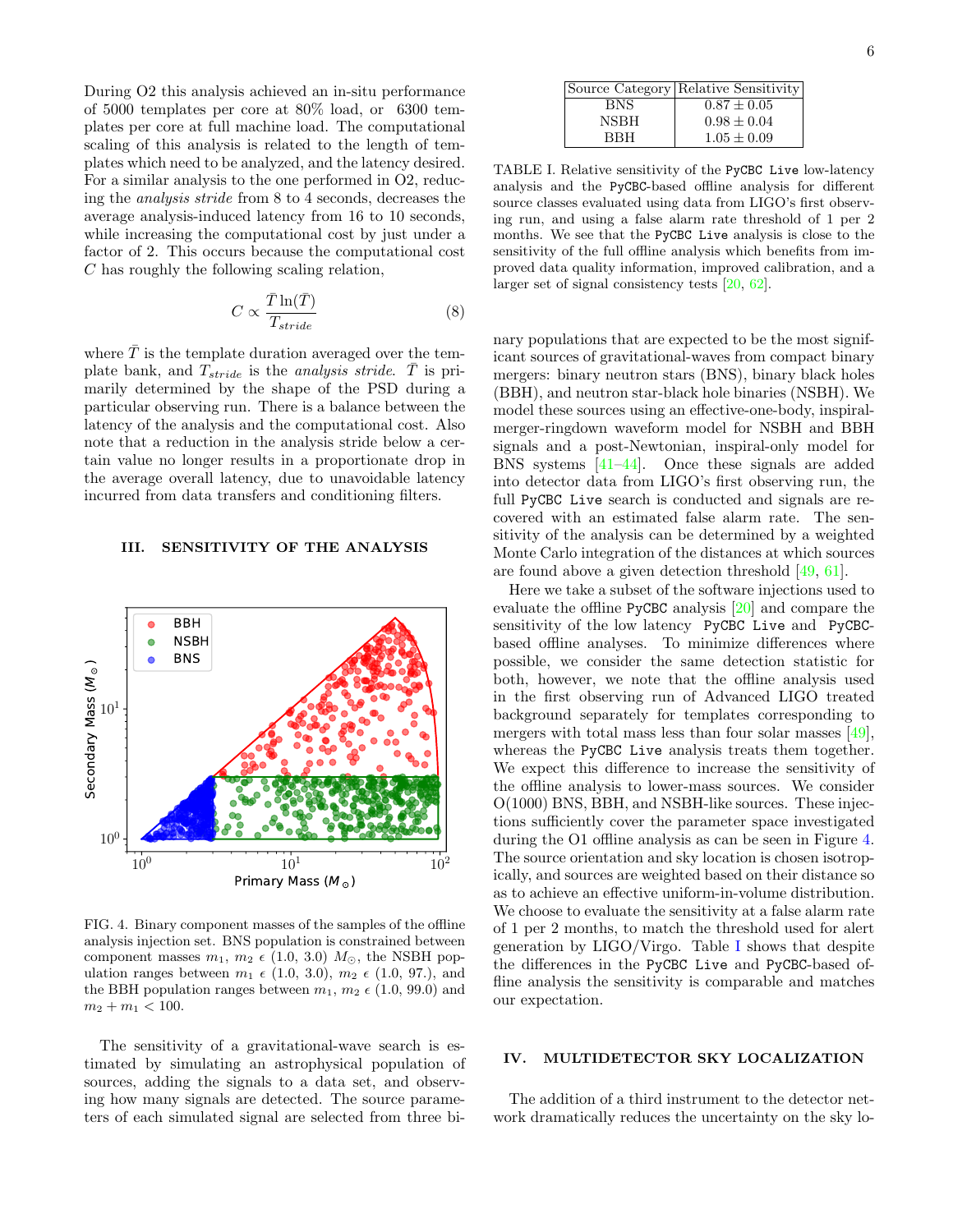During O2 this analysis achieved an in-situ performance of 5000 templates per core at 80% load, or 6300 templates per core at full machine load. The computational scaling of this analysis is related to the length of templates which need to be analyzed, and the latency desired. For a similar analysis to the one performed in O2, reducing the *analysis stride* from 8 to 4 seconds, decreases the average analysis-induced latency from 16 to 10 seconds, while increasing the computational cost by just under a factor of 2. This occurs because the computational cost $C$ has roughly the following scaling relation,

$$C \propto \frac{\bar{T}\ln(\bar{T})}{T_{stride}} \tag{8}$$

where $\bar{T}$ is the template duration averaged over the template bank, and $T_{stride}$ is the *analysis stride*. $\bar{T}$ is primarily determined by the shape of the PSD during a particular observing run. There is a balance between the latency of the analysis and the computational cost. Also note that a reduction in the analysis stride below a certain value no longer results in a proportionate drop in the average overall latency, due to unavoidable latency incurred from data transfers and conditioning filters.

## III. SENSITIVITY OF THE ANALYSIS

FIG. 4. Binary component masses of the samples of the offline analysis injection set. BNS population is constrained between component masses $m_1$, $m_2$ $\epsilon$ (1.0, 3.0) $M_{\odot}$, the NSBH population ranges between $m_1$ $\epsilon$ (1.0, 3.0), $m_2$ $\epsilon$ (1.0, 97.), and the BBH population ranges between $m_1$, $m_2$ $\epsilon$ (1.0, 99.0) and $m_2 + m_1 < 100$.

The sensitivity of a gravitational-wave search is estimated by simulating an astrophysical population of sources, adding the signals to a data set, and observing how many signals are detected. The source parameters of each simulated signal are selected from three binary populations that are expected to be the most significant sources of gravitational-waves from compact binary mergers: binary neutron stars (BNS), binary black holes (BBH), and neutron star-black hole binaries (NSBH). We model these sources using an effective-one-body, inspiral-merger-ringdown waveform model for NSBH and BBH signals and a post-Newtonian, inspiral-only model for BNS systems [41–44]. Once these signals are added into detector data from LIGO's first observing run, the full `PyCBC Live` search is conducted and signals are recovered with an estimated false alarm rate. The sensitivity of the analysis can be determined by a weighted Monte Carlo integration of the distances at which sources are found above a given detection threshold [49, 61].

| Source Category | Relative Sensitivity |
|---|---|
| BNS | $0.87 \pm 0.05$ |
| NSBH | $0.98 \pm 0.04$ |
| BBH | $1.05 \pm 0.09$ |

TABLE I. Relative sensitivity of the `PyCBC Live` low-latency analysis and the `PyCBC`-based offline analysis for different source classes evaluated using data from LIGO's first observing run, and using a false alarm rate threshold of 1 per 2 months. We see that the `PyCBC Live` analysis is close to the sensitivity of the full offline analysis which benefits from improved data quality information, improved calibration, and a larger set of signal consistency tests [20, 62].

Here we take a subset of the software injections used to evaluate the offline `PyCBC` analysis [20] and compare the sensitivity of the low latency `PyCBC Live` and `PyCBC`-based offline analyses. To minimize differences where possible, we consider the same detection statistic for both, however, we note that the offline analysis used in the first observing run of Advanced LIGO treated background separately for templates corresponding to mergers with total mass less than four solar masses [49], whereas the `PyCBC Live` analysis treats them together. We expect this difference to increase the sensitivity of the offline analysis to lower-mass sources. We consider O(1000) BNS, BBH, and NSBH-like sources. These injections sufficiently cover the parameter space investigated during the O1 offline analysis as can be seen in Figure 4. The source orientation and sky location is chosen isotropically, and sources are weighted based on their distance so as to achieve an effective uniform-in-volume distribution. We choose to evaluate the sensitivity at a false alarm rate of 1 per 2 months, to match the threshold used for alert generation by LIGO/Virgo. Table I shows that despite the differences in the `PyCBC Live` and `PyCBC`-based offline analysis the sensitivity is comparable and matches our expectation.

## IV. MULTIDETECTOR SKY LOCALIZATION

The addition of a third instrument to the detector network dramatically reduces the uncertainty on the sky lo-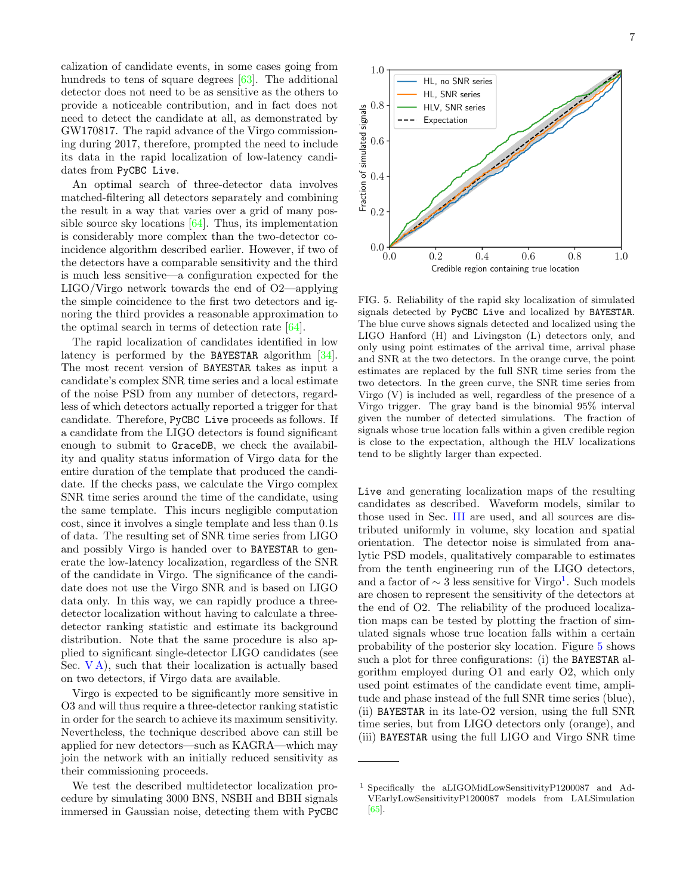calization of candidate events, in some cases going from hundreds to tens of square degrees [63]. The additional detector does not need to be as sensitive as the others to provide a noticeable contribution, and it in fact does not need to detect the candidate at all, as demonstrated by GW170817. The rapid advance of the Virgo commissioning during 2017, therefore, prompted the need to include its data in the rapid localization of low-latency candidates from PyCBC Live.

An optimal search of three-detector data involves matched-filtering all detectors separately and combining the result in a way that varies over a grid of many possible source sky locations [64]. Thus, its implementation is considerably more complex than the two-detector coincidence algorithm described earlier. However, if two of the detectors have a comparable sensitivity and the third is much less sensitive—a configuration expected for the LIGO/Virgo network towards the end of O2—applying the simple coincidence to the first two detectors and ignoring the third provides a reasonable approximation to the optimal search in terms of detection rate [64].

The rapid localization of candidates identified in low latency is performed by the BAYESTAR algorithm [34]. The most recent version of BAYESTAR takes as input a candidate's complex SNR time series and a local estimate of the noise PSD from any number of detectors, regardless of which detectors actually reported a trigger for that candidate. Therefore, PyCBC Live proceeds as follows. If a candidate from the LIGO detectors is found significant enough to submit to GraceDB, we check the availability and quality status information of Virgo data for the entire duration of the template that produced the candidate. If the checks pass, we calculate the Virgo complex SNR time series around the time of the candidate, using the same template. This incurs negligible computation cost, since it involves a single template and less than 0.1s of data. The resulting set of SNR time series from LIGO and possibly Virgo is handed over to BAYESTAR to generate the low-latency localization, regardless of the SNR of the candidate in Virgo. The significance of the candidate does not use the Virgo SNR and is based on LIGO data only. In this way, we can rapidly produce a three-detector localization without having to calculate a three-detector ranking statistic and estimate its background distribution. Note that the same procedure is also applied to significant single-detector LIGO candidates (see Sec. V A), such that their localization is actually based on two detectors, if Virgo data are available.

Virgo is expected to be significantly more sensitive in O3 and will thus require a three-detector ranking statistic in order for the search to achieve its maximum sensitivity. Nevertheless, the technique described above can still be applied for new detectors—such as KAGRA—which may join the network with an initially reduced sensitivity as their commissioning proceeds.

We test the described multidetector localization procedure by simulating 3000 BNS, NSBH and BBH signals immersed in Gaussian noise, detecting them with PyCBC Live and generating localization maps of the resulting candidates as described. Waveform models, similar to those used in Sec. III are used, and all sources are distributed uniformly in volume, sky location and spatial orientation. The detector noise is simulated from analytic PSD models, qualitatively comparable to estimates from the tenth engineering run of the LIGO detectors, and a factor of $\sim 3$ less sensitive for Virgo[1]. Such models are chosen to represent the sensitivity of the detectors at the end of O2. The reliability of the produced localization maps can be tested by plotting the fraction of simulated signals whose true location falls within a certain probability of the posterior sky location. Figure 5 shows such a plot for three configurations: (i) the BAYESTAR algorithm employed during O1 and early O2, which only used point estimates of the candidate event time, amplitude and phase instead of the full SNR time series (blue), (ii) BAYESTAR in its late-O2 version, using the full SNR time series, but from LIGO detectors only (orange), and (iii) BAYESTAR using the full LIGO and Virgo SNR time

FIG. 5. Reliability of the rapid sky localization of simulated signals detected by PyCBC Live and localized by BAYESTAR. The blue curve shows signals detected and localized using the LIGO Hanford (H) and Livingston (L) detectors only, and only using point estimates of the arrival time, arrival phase and SNR at the two detectors. In the orange curve, the point estimates are replaced by the full SNR time series from the two detectors. In the green curve, the SNR time series from Virgo (V) is included as well, regardless of the presence of a Virgo trigger. The gray band is the binomial 95% interval given the number of detected simulations. The fraction of signals whose true location falls within a given credible region is close to the expectation, although the HLV localizations tend to be slightly larger than expected.

[1] Specifically the aLIGOMidLowSensitivityP1200087 and AdVEarlyLowSensitivityP1200087 models from LALSimulation [65].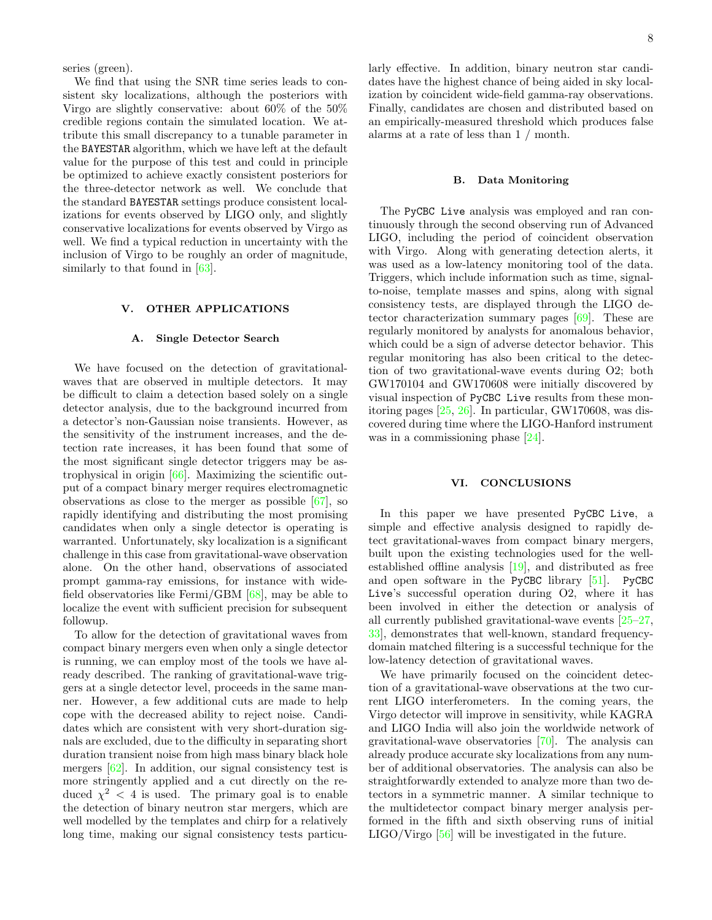series (green).

We find that using the SNR time series leads to consistent sky localizations, although the posteriors with Virgo are slightly conservative: about 60% of the 50% credible regions contain the simulated location. We attribute this small discrepancy to a tunable parameter in the BAYESTAR algorithm, which we have left at the default value for the purpose of this test and could in principle be optimized to achieve exactly consistent posteriors for the three-detector network as well. We conclude that the standard BAYESTAR settings produce consistent localizations for events observed by LIGO only, and slightly conservative localizations for events observed by Virgo as well. We find a typical reduction in uncertainty with the inclusion of Virgo to be roughly an order of magnitude, similarly to that found in [63].

## V. OTHER APPLICATIONS

### A. Single Detector Search

We have focused on the detection of gravitational-waves that are observed in multiple detectors. It may be difficult to claim a detection based solely on a single detector analysis, due to the background incurred from a detector's non-Gaussian noise transients. However, as the sensitivity of the instrument increases, and the detection rate increases, it has been found that some of the most significant single detector triggers may be astrophysical in origin [66]. Maximizing the scientific output of a compact binary merger requires electromagnetic observations as close to the merger as possible [67], so rapidly identifying and distributing the most promising candidates when only a single detector is operating is warranted. Unfortunately, sky localization is a significant challenge in this case from gravitational-wave observation alone. On the other hand, observations of associated prompt gamma-ray emissions, for instance with wide-field observatories like Fermi/GBM [68], may be able to localize the event with sufficient precision for subsequent followup.

To allow for the detection of gravitational waves from compact binary mergers even when only a single detector is running, we can employ most of the tools we have already described. The ranking of gravitational-wave triggers at a single detector level, proceeds in the same manner. However, a few additional cuts are made to help cope with the decreased ability to reject noise. Candidates which are consistent with very short-duration signals are excluded, due to the difficulty in separating short duration transient noise from high mass binary black hole mergers [62]. In addition, our signal consistency test is more stringently applied and a cut directly on the reduced $\chi^2 < 4$ is used. The primary goal is to enable the detection of binary neutron star mergers, which are well modelled by the templates and chirp for a relatively long time, making our signal consistency tests particularly effective. In addition, binary neutron star candidates have the highest chance of being aided in sky localization by coincident wide-field gamma-ray observations. Finally, candidates are chosen and distributed based on an empirically-measured threshold which produces false alarms at a rate of less than 1 / month.

### B. Data Monitoring

The PyCBC Live analysis was employed and ran continuously through the second observing run of Advanced LIGO, including the period of coincident observation with Virgo. Along with generating detection alerts, it was used as a low-latency monitoring tool of the data. Triggers, which include information such as time, signal-to-noise, template masses and spins, along with signal consistency tests, are displayed through the LIGO detector characterization summary pages [69]. These are regularly monitored by analysts for anomalous behavior, which could be a sign of adverse detector behavior. This regular monitoring has also been critical to the detection of two gravitational-wave events during O2; both GW170104 and GW170608 were initially discovered by visual inspection of PyCBC Live results from these monitoring pages [25, 26]. In particular, GW170608, was discovered during time where the LIGO-Hanford instrument was in a commissioning phase [24].

## VI. CONCLUSIONS

In this paper we have presented PyCBC Live, a simple and effective analysis designed to rapidly detect gravitational-waves from compact binary mergers, built upon the existing technologies used for the well-established offline analysis [19], and distributed as free and open software in the PyCBC library [51]. PyCBC Live's successful operation during O2, where it has been involved in either the detection or analysis of all currently published gravitational-wave events [25–27, 33], demonstrates that well-known, standard frequency-domain matched filtering is a successful technique for the low-latency detection of gravitational waves.

We have primarily focused on the coincident detection of a gravitational-wave observations at the two current LIGO interferometers. In the coming years, the Virgo detector will improve in sensitivity, while KAGRA and LIGO India will also join the worldwide network of gravitational-wave observatories [70]. The analysis can already produce accurate sky localizations from any number of additional observatories. The analysis can also be straightforwardly extended to analyze more than two detectors in a symmetric manner. A similar technique to the multidetector compact binary merger analysis performed in the fifth and sixth observing runs of initial LIGO/Virgo [56] will be investigated in the future.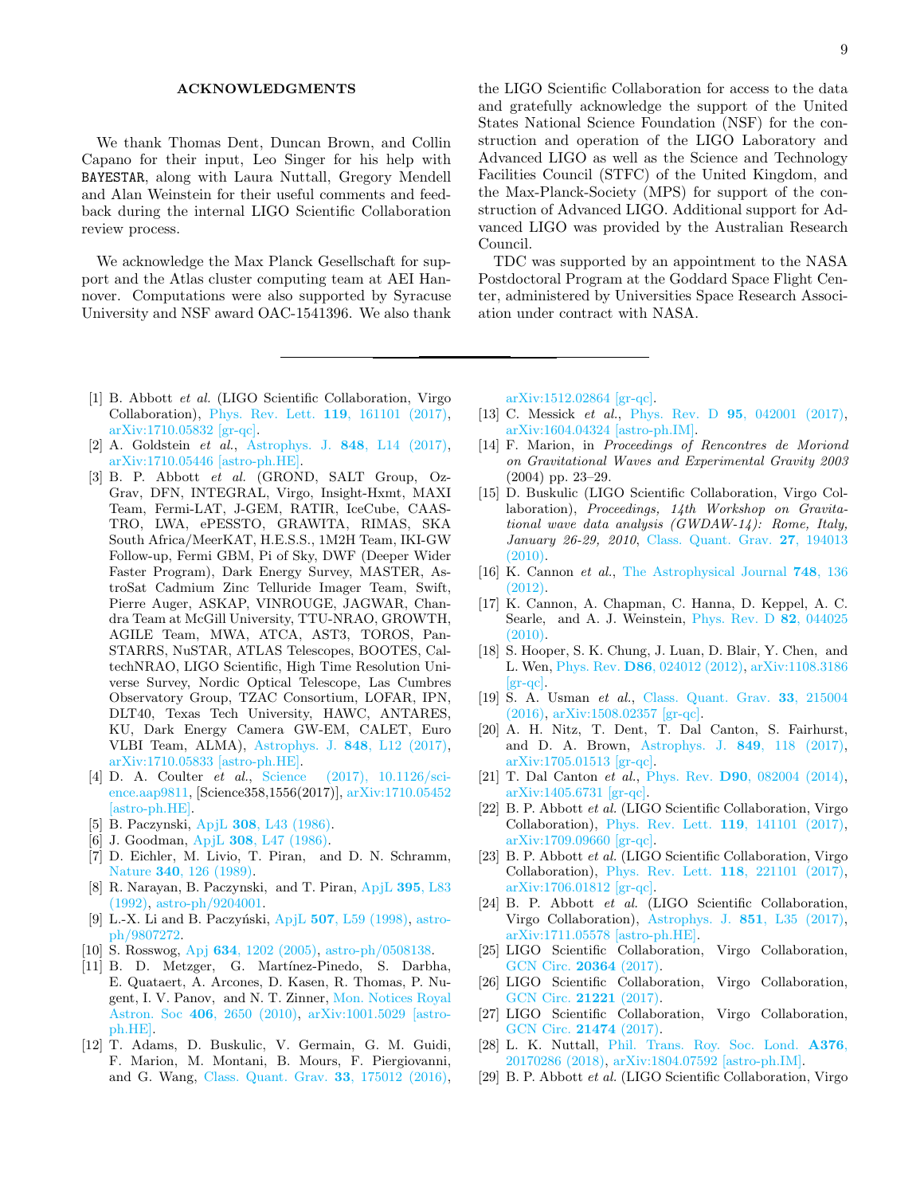## ACKNOWLEDGMENTS

We thank Thomas Dent, Duncan Brown, and Collin Capano for their input, Leo Singer for his help with BAYESTAR, along with Laura Nuttall, Gregory Mendell and Alan Weinstein for their useful comments and feedback during the internal LIGO Scientific Collaboration review process.

We acknowledge the Max Planck Gesellschaft for support and the Atlas cluster computing team at AEI Hannover. Computations were also supported by Syracuse University and NSF award OAC-1541396. We also thank the LIGO Scientific Collaboration for access to the data and gratefully acknowledge the support of the United States National Science Foundation (NSF) for the construction and operation of the LIGO Laboratory and Advanced LIGO as well as the Science and Technology Facilities Council (STFC) of the United Kingdom, and the Max-Planck-Society (MPS) for support of the construction of Advanced LIGO. Additional support for Advanced LIGO was provided by the Australian Research Council.

TDC was supported by an appointment to the NASA Postdoctoral Program at the Goddard Space Flight Center, administered by Universities Space Research Association under contract with NASA.

---

[1] B. Abbott *et al.* (LIGO Scientific Collaboration, Virgo Collaboration), Phys. Rev. Lett. **119**, 161101 (2017), arXiv:1710.05832 [gr-qc].

[2] A. Goldstein *et al.*, Astrophys. J. **848**, L14 (2017), arXiv:1710.05446 [astro-ph.HE].

[3] B. P. Abbott *et al.* (GROND, SALT Group, Oz-Grav, DFN, INTEGRAL, Virgo, Insight-Hxmt, MAXI Team, Fermi-LAT, J-GEM, RATIR, IceCube, CAASTRO, LWA, ePESSTO, GRAWITA, RIMAS, SKA South Africa/MeerKAT, H.E.S.S., 1M2H Team, IKI-GW Follow-up, Fermi GBM, Pi of Sky, DWF (Deeper Wider Faster Program), Dark Energy Survey, MASTER, AstroSat Cadmium Zinc Telluride Imager Team, Swift, Pierre Auger, ASKAP, VINROUGE, JAGWAR, Chandra Team at McGill University, TTU-NRAO, GROWTH, AGILE Team, MWA, ATCA, AST3, TOROS, Pan-STARRS, NuSTAR, ATLAS Telescopes, BOOTES, CaltechNRAO, LIGO Scientific, High Time Resolution Universe Survey, Nordic Optical Telescope, Las Cumbres Observatory Group, TZAC Consortium, LOFAR, IPN, DLT40, Texas Tech University, HAWC, ANTARES, KU, Dark Energy Camera GW-EM, CALET, Euro VLBI Team, ALMA), Astrophys. J. **848**, L12 (2017), arXiv:1710.05833 [astro-ph.HE].

[4] D. A. Coulter *et al.*, Science (2017), 10.1126/science.aap9811, [Science358,1556(2017)], arXiv:1710.05452 [astro-ph.HE].

[5] B. Paczynski, ApjL **308**, L43 (1986).

[6] J. Goodman, ApjL **308**, L47 (1986).

[7] D. Eichler, M. Livio, T. Piran, and D. N. Schramm, Nature **340**, 126 (1989).

[8] R. Narayan, B. Paczynski, and T. Piran, ApjL **395**, L83 (1992), astro-ph/9204001.

[9] L.-X. Li and B. Paczyński, ApjL **507**, L59 (1998), astro-ph/9807272.

[10] S. Rosswog, Apj **634**, 1202 (2005), astro-ph/0508138.

[11] B. D. Metzger, G. Martínez-Pinedo, S. Darbha, E. Quataert, A. Arcones, D. Kasen, R. Thomas, P. Nugent, I. V. Panov, and N. T. Zinner, Mon. Notices Royal Astron. Soc **406**, 2650 (2010), arXiv:1001.5029 [astro-ph.HE].

[12] T. Adams, D. Buskulic, V. Germain, G. M. Guidi, F. Marion, M. Montani, B. Mours, F. Piergiovanni, and G. Wang, Class. Quant. Grav. **33**, 175012 (2016), arXiv:1512.02864 [gr-qc].

[13] C. Messick *et al.*, Phys. Rev. D **95**, 042001 (2017), arXiv:1604.04324 [astro-ph.IM].

[14] F. Marion, in *Proceedings of Rencontres de Moriond on Gravitational Waves and Experimental Gravity 2003* (2004) pp. 23–29.

[15] D. Buskulic (LIGO Scientific Collaboration, Virgo Collaboration), *Proceedings, 14th Workshop on Gravitational wave data analysis (GWDAW-14): Rome, Italy, January 26-29, 2010*, Class. Quant. Grav. **27**, 194013 (2010).

[16] K. Cannon *et al.*, The Astrophysical Journal **748**, 136 (2012).

[17] K. Cannon, A. Chapman, C. Hanna, D. Keppel, A. C. Searle, and A. J. Weinstein, Phys. Rev. D **82**, 044025 (2010).

[18] S. Hooper, S. K. Chung, J. Luan, D. Blair, Y. Chen, and L. Wen, Phys. Rev. **D86**, 024012 (2012), arXiv:1108.3186 [gr-qc].

[19] S. A. Usman *et al.*, Class. Quant. Grav. **33**, 215004 (2016), arXiv:1508.02357 [gr-qc].

[20] A. H. Nitz, T. Dent, T. Dal Canton, S. Fairhurst, and D. A. Brown, Astrophys. J. **849**, 118 (2017), arXiv:1705.01513 [gr-qc].

[21] T. Dal Canton *et al.*, Phys. Rev. **D90**, 082004 (2014), arXiv:1405.6731 [gr-qc].

[22] B. P. Abbott *et al.* (LIGO Scientific Collaboration, Virgo Collaboration), Phys. Rev. Lett. **119**, 141101 (2017), arXiv:1709.09660 [gr-qc].

[23] B. P. Abbott *et al.* (LIGO Scientific Collaboration, Virgo Collaboration), Phys. Rev. Lett. **118**, 221101 (2017), arXiv:1706.01812 [gr-qc].

[24] B. P. Abbott *et al.* (LIGO Scientific Collaboration, Virgo Collaboration), Astrophys. J. **851**, L35 (2017), arXiv:1711.05578 [astro-ph.HE].

[25] LIGO Scientific Collaboration, Virgo Collaboration, GCN Circ. **20364** (2017).

[26] LIGO Scientific Collaboration, Virgo Collaboration, GCN Circ. **21221** (2017).

[27] LIGO Scientific Collaboration, Virgo Collaboration, GCN Circ. **21474** (2017).

[28] L. K. Nuttall, Phil. Trans. Roy. Soc. Lond. **A376**, 20170286 (2018), arXiv:1804.07592 [astro-ph.IM].

[29] B. P. Abbott *et al.* (LIGO Scientific Collaboration, Virgo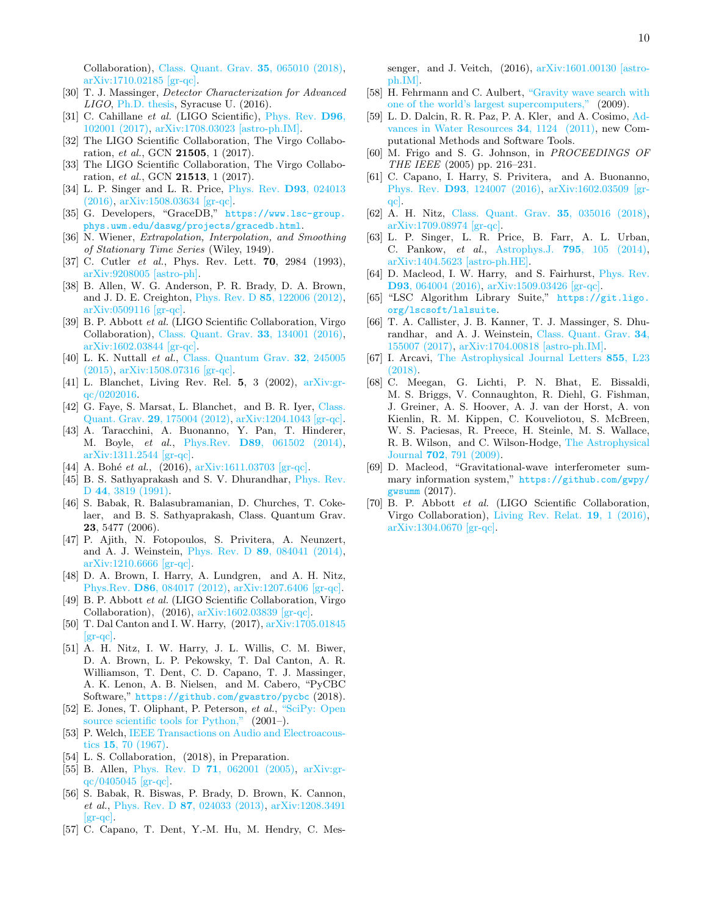Collaboration), Class. Quant. Grav. **35**, 065010 (2018), arXiv:1710.02185 [gr-qc].

[30] T. J. Massinger, *Detector Characterization for Advanced LIGO*, Ph.D. thesis, Syracuse U. (2016).

[31] C. Cahillane *et al.* (LIGO Scientific), Phys. Rev. **D96**, 102001 (2017), arXiv:1708.03023 [astro-ph.IM].

[32] The LIGO Scientific Collaboration, The Virgo Collaboration, *et al.*, GCN **21505**, 1 (2017).

[33] The LIGO Scientific Collaboration, The Virgo Collaboration, *et al.*, GCN **21513**, 1 (2017).

[34] L. P. Singer and L. R. Price, Phys. Rev. **D93**, 024013 (2016), arXiv:1508.03634 [gr-qc].

[35] G. Developers, "GraceDB," `https://www.lsc-group.phys.uwm.edu/daswg/projects/gracedb.html`.

[36] N. Wiener, *Extrapolation, Interpolation, and Smoothing of Stationary Time Series* (Wiley, 1949).

[37] C. Cutler *et al.*, Phys. Rev. Lett. **70**, 2984 (1993), arXiv:9208005 [astro-ph].

[38] B. Allen, W. G. Anderson, P. R. Brady, D. A. Brown, and J. D. E. Creighton, Phys. Rev. D **85**, 122006 (2012), arXiv:0509116 [gr-qc].

[39] B. P. Abbott *et al.* (LIGO Scientific Collaboration, Virgo Collaboration), Class. Quant. Grav. **33**, 134001 (2016), arXiv:1602.03844 [gr-qc].

[40] L. K. Nuttall *et al.*, Class. Quantum Grav. **32**, 245005 (2015), arXiv:1508.07316 [gr-qc].

[41] L. Blanchet, Living Rev. Rel. **5**, 3 (2002), arXiv:gr-qc/0202016.

[42] G. Faye, S. Marsat, L. Blanchet, and B. R. Iyer, Class. Quant. Grav. **29**, 175004 (2012), arXiv:1204.1043 [gr-qc].

[43] A. Taracchini, A. Buonanno, Y. Pan, T. Hinderer, M. Boyle, *et al.*, Phys.Rev. **D89**, 061502 (2014), arXiv:1311.2544 [gr-qc].

[44] A. Bohé *et al.*, (2016), arXiv:1611.03703 [gr-qc].

[45] B. S. Sathyaprakash and S. V. Dhurandhar, Phys. Rev. D **44**, 3819 (1991).

[46] S. Babak, R. Balasubramanian, D. Churches, T. Cokelaer, and B. S. Sathyaprakash, Class. Quantum Grav. **23**, 5477 (2006).

[47] P. Ajith, N. Fotopoulos, S. Privitera, A. Neunzert, and A. J. Weinstein, Phys. Rev. D **89**, 084041 (2014), arXiv:1210.6666 [gr-qc].

[48] D. A. Brown, I. Harry, A. Lundgren, and A. H. Nitz, Phys.Rev. **D86**, 084017 (2012), arXiv:1207.6406 [gr-qc].

[49] B. P. Abbott *et al.* (LIGO Scientific Collaboration, Virgo Collaboration), (2016), arXiv:1602.03839 [gr-qc].

[50] T. Dal Canton and I. W. Harry, (2017), arXiv:1705.01845 [gr-qc].

[51] A. H. Nitz, I. W. Harry, J. L. Willis, C. M. Biwer, D. A. Brown, L. P. Pekowsky, T. Dal Canton, A. R. Williamson, T. Dent, C. D. Capano, T. J. Massinger, A. K. Lenon, A. B. Nielsen, and M. Cabero, "PyCBC Software," `https://github.com/gwastro/pycbc` (2018).

[52] E. Jones, T. Oliphant, P. Peterson, *et al.*, "SciPy: Open source scientific tools for Python," (2001–).

[53] P. Welch, IEEE Transactions on Audio and Electroacoustics **15**, 70 (1967).

[54] L. S. Collaboration, (2018), in Preparation.

[55] B. Allen, Phys. Rev. D **71**, 062001 (2005), arXiv:gr-qc/0405045 [gr-qc].

[56] S. Babak, R. Biswas, P. Brady, D. Brown, K. Cannon, *et al.*, Phys. Rev. D **87**, 024033 (2013), arXiv:1208.3491 [gr-qc].

[57] C. Capano, T. Dent, Y.-M. Hu, M. Hendry, C. Messenger, and J. Veitch, (2016), arXiv:1601.00130 [astro-ph.IM].

[58] H. Fehrmann and C. Aulbert, "Gravity wave search with one of the world's largest supercomputers," (2009).

[59] L. D. Dalcin, R. R. Paz, P. A. Kler, and A. Cosimo, Advances in Water Resources **34**, 1124 (2011), new Computational Methods and Software Tools.

[60] M. Frigo and S. G. Johnson, in *PROCEEDINGS OF THE IEEE* (2005) pp. 216–231.

[61] C. Capano, I. Harry, S. Privitera, and A. Buonanno, Phys. Rev. **D93**, 124007 (2016), arXiv:1602.03509 [gr-qc].

[62] A. H. Nitz, Class. Quant. Grav. **35**, 035016 (2018), arXiv:1709.08974 [gr-qc].

[63] L. P. Singer, L. R. Price, B. Farr, A. L. Urban, C. Pankow, *et al.*, Astrophys.J. **795**, 105 (2014), arXiv:1404.5623 [astro-ph.HE].

[64] D. Macleod, I. W. Harry, and S. Fairhurst, Phys. Rev. **D93**, 064004 (2016), arXiv:1509.03426 [gr-qc].

[65] "LSC Algorithm Library Suite," `https://git.ligo.org/lscsoft/lalsuite`.

[66] T. A. Callister, J. B. Kanner, T. J. Massinger, S. Dhurandhar, and A. J. Weinstein, Class. Quant. Grav. **34**, 155007 (2017), arXiv:1704.00818 [astro-ph.IM].

[67] I. Arcavi, The Astrophysical Journal Letters **855**, L23 (2018).

[68] C. Meegan, G. Lichti, P. N. Bhat, E. Bissaldi, M. S. Briggs, V. Connaughton, R. Diehl, G. Fishman, J. Greiner, A. S. Hoover, A. J. van der Horst, A. von Kienlin, R. M. Kippen, C. Kouveliotou, S. McBreen, W. S. Paciesas, R. Preece, H. Steinle, M. S. Wallace, R. B. Wilson, and C. Wilson-Hodge, The Astrophysical Journal **702**, 791 (2009).

[69] D. Macleod, "Gravitational-wave interferometer summary information system," `https://github.com/gwpy/gwsumm` (2017).

[70] B. P. Abbott *et al.* (LIGO Scientific Collaboration, Virgo Collaboration), Living Rev. Relat. **19**, 1 (2016), arXiv:1304.0670 [gr-qc].